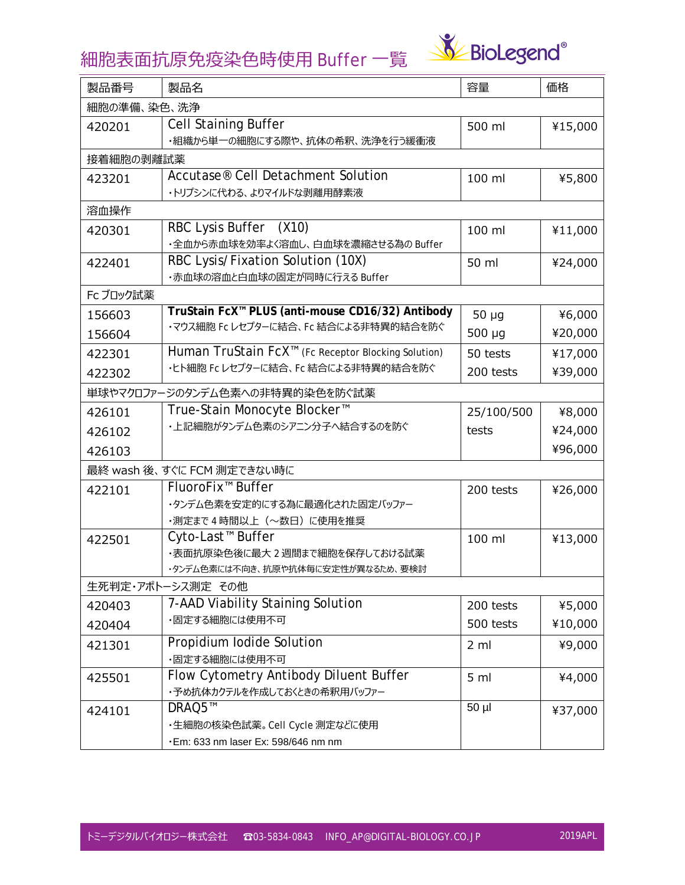# 細胞表面抗原免疫染色時使用 Buffer 一覧

BioLegend®

| 製品番号 | 製品名 | 容量 | 価格 |
| --- | --- | --- | --- |
| 細胞の準備、染色、洗浄 | | | |
| 420201 | Cell Staining Buffer<br>・組織から単一の細胞にする際や、抗体の希釈、洗浄を行う緩衝液 | 500 ml | ¥15,000 |
| 接着細胞の剥離試薬 | | | |
| 423201 | Accutase® Cell Detachment Solution<br>・トリプシンに代わる、よりマイルドな剥離用酵素液 | 100 ml | ¥5,800 |
| 溶血操作 | | | |
| 420301 | RBC Lysis Buffer (X10)<br>・全血から赤血球を効率よく溶血し、白血球を濃縮させる為の Buffer | 100 ml | ¥11,000 |
| 422401 | RBC Lysis/ Fixation Solution (10X)<br>・赤血球の溶血と白血球の固定が同時に行える Buffer | 50 ml | ¥24,000 |
| Fc ブロック試薬 | | | |
| 156603<br>156604 | **TruStain FcX™ PLUS (anti-mouse CD16/32) Antibody**<br>・マウス細胞 Fc レセプターに結合、Fc 結合による非特異的結合を防ぐ | 50 µg<br>500 µg | ¥6,000<br>¥20,000 |
| 422301<br>422302 | Human TruStain FcX™ (Fc Receptor Blocking Solution)<br>・ヒト細胞 Fc レセプターに結合、Fc 結合による非特異的結合を防ぐ | 50 tests<br>200 tests | ¥17,000<br>¥39,000 |
| 単球やマクロファージのタンデム色素への非特異的染色を防ぐ試薬 | | | |
| 426101<br>426102<br>426103 | True-Stain Monocyte Blocker™<br>・上記細胞がタンデム色素のシアニン分子へ結合するのを防ぐ | 25/100/500 tests | ¥8,000<br>¥24,000<br>¥96,000 |
| 最終 wash 後、すぐに FCM 測定できない時に | | | |
| 422101 | FluoroFix™ Buffer<br>・タンデム色素を安定的にする為に最適化された固定バッファー<br>・測定まで 4 時間以上（～数日）に使用を推奨 | 200 tests | ¥26,000 |
| 422501 | Cyto-Last™ Buffer<br>・表面抗原染色後に最大 2 週間まで細胞を保存しておける試薬<br>・タンデム色素には不向き、抗原や抗体毎に安定性が異なるため、要検討 | 100 ml | ¥13,000 |
| 生死判定・アポトーシス測定 その他 | | | |
| 420403<br>420404 | 7-AAD Viability Staining Solution<br>・固定する細胞には使用不可 | 200 tests<br>500 tests | ¥5,000<br>¥10,000 |
| 421301 | Propidium Iodide Solution<br>・固定する細胞には使用不可 | 2 ml | ¥9,000 |
| 425501 | Flow Cytometry Antibody Diluent Buffer<br>・予め抗体カクテルを作成しておくときの希釈用バッファー | 5 ml | ¥4,000 |
| 424101 | DRAQ5™<br>・生細胞の核染色試薬。Cell Cycle 測定などに使用<br>・Em: 633 nm laser Ex: 598/646 nm nm | 50 µl | ¥37,000 |

トミーデジタルバイオロジー株式会社 ☎03-5834-0843 INFO_AP@DIGITAL-BIOLOGY.CO.JP 2019APL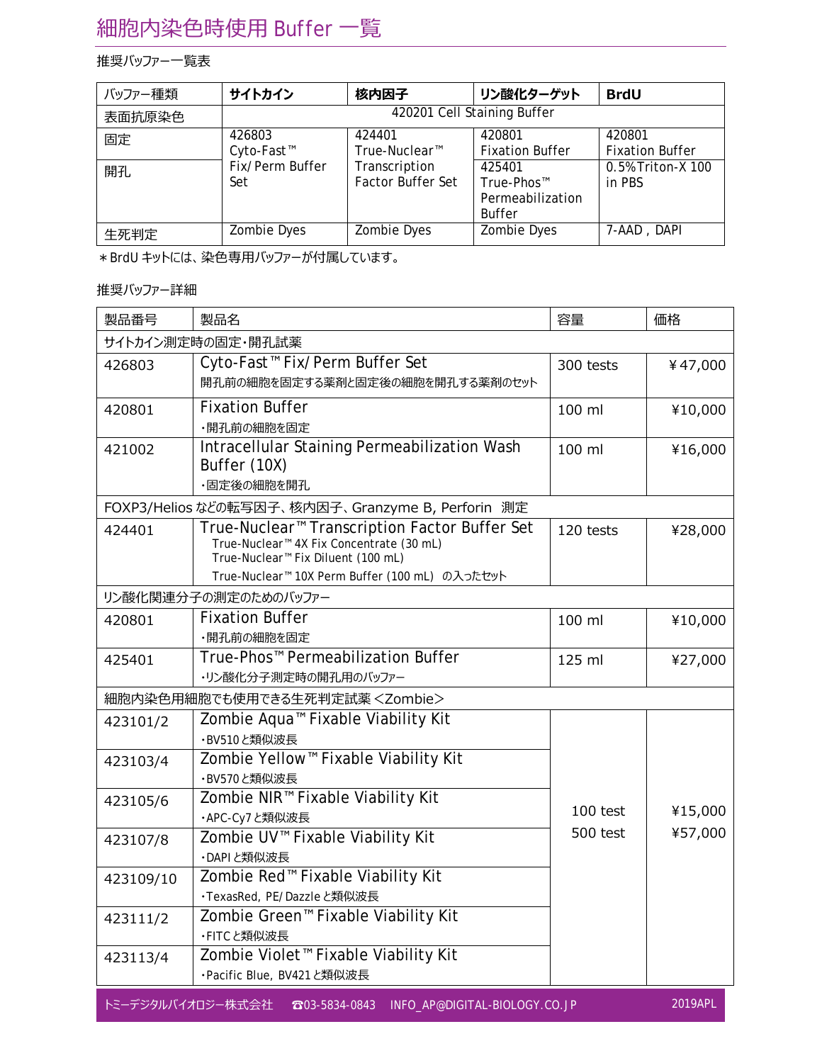# 細胞内染色時使用 Buffer 一覧

推奨バッファー一覧表

| バッファー種類 | サイトカイン | 核内因子 | リン酸化ターゲット | BrdU |
|---|---|---|---|---|
| 表面抗原染色 | 420201 Cell Staining Buffer | | | |
| 固定 | 426803 Cyto-Fast™ Fix/ Perm Buffer Set | 424401 True-Nuclear™ Transcription Factor Buffer Set | 420801 Fixation Buffer | 420801 Fixation Buffer |
| 開孔 | | | 425401 True-Phos™ Permeabilization Buffer | 0.5%Triton-X 100 in PBS |
| 生死判定 | Zombie Dyes | Zombie Dyes | Zombie Dyes | 7-AAD , DAPI |

＊BrdU キットには、染色専用バッファーが付属しています。

推奨バッファー詳細

| 製品番号 | 製品名 | 容量 | 価格 |
|---|---|---|---|
| サイトカイン測定時の固定・開孔試薬 | | | |
| 426803 | Cyto-Fast™ Fix/ Perm Buffer Set<br>開孔前の細胞を固定する薬剤と固定後の細胞を開孔する薬剤のセット | 300 tests | ￥47,000 |
| 420801 | Fixation Buffer<br>・開孔前の細胞を固定 | 100 ml | ¥10,000 |
| 421002 | Intracellular Staining Permeabilization Wash Buffer (10X)<br>・固定後の細胞を開孔 | 100 ml | ¥16,000 |
| FOXP3/Helios などの転写因子、核内因子、Granzyme B, Perforin 測定 | | | |
| 424401 | True-Nuclear™ Transcription Factor Buffer Set<br>True-Nuclear™ 4X Fix Concentrate (30 mL)<br>True-Nuclear™ Fix Diluent (100 mL)<br>True-Nuclear™ 10X Perm Buffer (100 mL) の入ったセット | 120 tests | ¥28,000 |
| リン酸化関連分子の測定のためのバッファー | | | |
| 420801 | Fixation Buffer<br>・開孔前の細胞を固定 | 100 ml | ¥10,000 |
| 425401 | True-Phos™ Permeabilization Buffer<br>・リン酸化分子測定時の開孔用のバッファー | 125 ml | ¥27,000 |
| 細胞内染色用細胞でも使用できる生死判定試薬 <Zombie> | | | |
| 423101/2 | Zombie Aqua™ Fixable Viability Kit<br>・BV510 と類似波長 | 100 test<br>500 test | ¥15,000<br>¥57,000 |
| 423103/4 | Zombie Yellow™ Fixable Viability Kit<br>・BV570 と類似波長 | | |
| 423105/6 | Zombie NIR™ Fixable Viability Kit<br>・APC-Cy7 と類似波長 | | |
| 423107/8 | Zombie UV™ Fixable Viability Kit<br>・DAPI と類似波長 | | |
| 423109/10 | Zombie Red™ Fixable Viability Kit<br>・TexasRed, PE/ Dazzle と類似波長 | | |
| 423111/2 | Zombie Green™ Fixable Viability Kit<br>・FITC と類似波長 | | |
| 423113/4 | Zombie Violet™ Fixable Viability Kit<br>・Pacific Blue, BV421 と類似波長 | | |

トミーデジタルバイオロジー株式会社　☎03-5834-0843　INFO_AP@DIGITAL-BIOLOGY.CO.JP　2019APL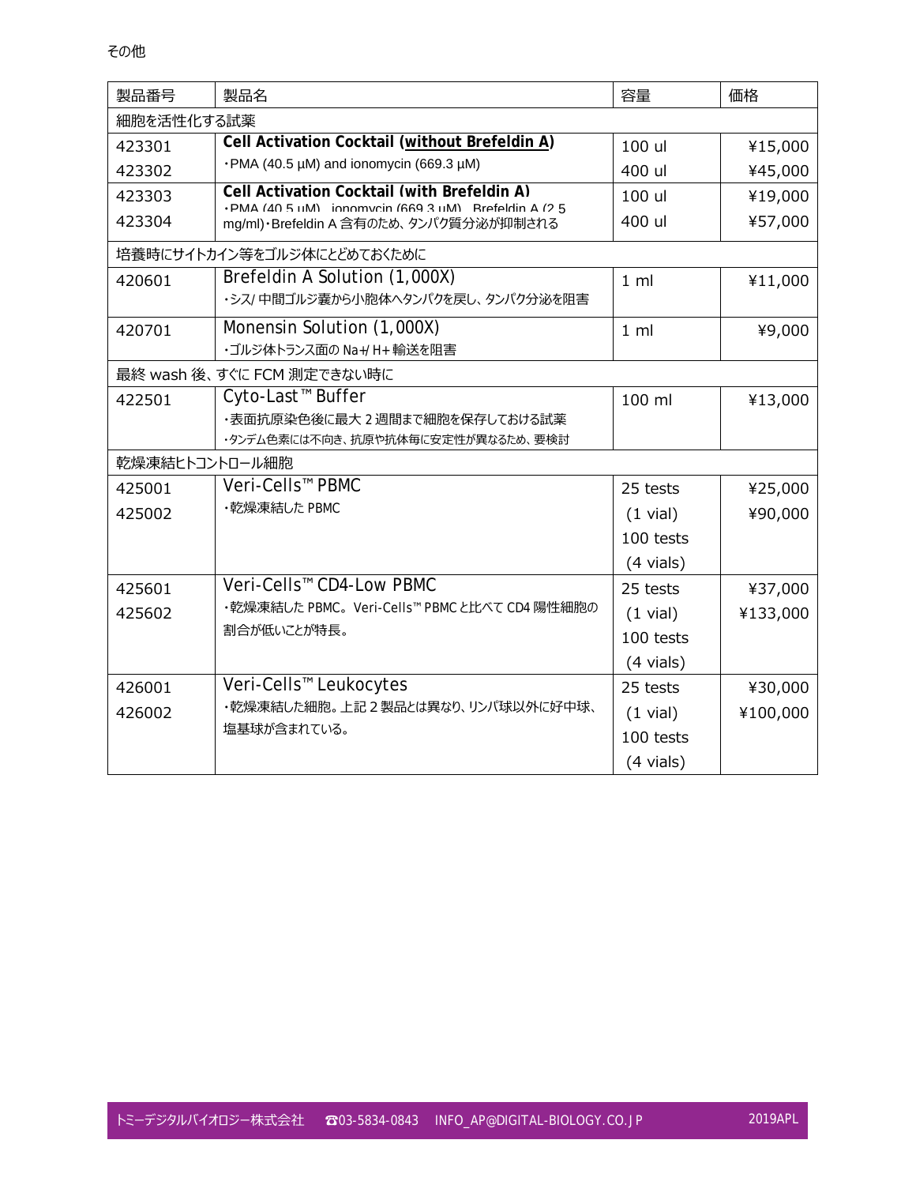その他

| 製品番号 | 製品名 | 容量 | 価格 |
|---|---|---|---|
| 細胞を活性化する試薬 | | | |
| 423301<br>423302 | **Cell Activation Cocktail (without Brefeldin A)**<br>・PMA (40.5 µM) and ionomycin (669.3 µM) | 100 ul<br>400 ul | ¥15,000<br>¥45,000 |
| 423303<br>423304 | **Cell Activation Cocktail (with Brefeldin A)**<br>・PMA (40.5 µM)、ionomycin (669.3 µM)、Brefeldin A (2.5 mg/ml)・Brefeldin A 含有のため、タンパク質分泌が抑制される | 100 ul<br>400 ul | ¥19,000<br>¥57,000 |
| 培養時にサイトカイン等をゴルジ体にとどめておくために | | | |
| 420601 | Brefeldin A Solution (1,000X)<br>・シス/中間ゴルジ嚢から小胞体へタンパクを戻し、タンパク分泌を阻害 | 1 ml | ¥11,000 |
| 420701 | Monensin Solution (1,000X)<br>・ゴルジ体トランス面の Na+/H+輸送を阻害 | 1 ml | ¥9,000 |
| 最終 wash 後、すぐに FCM 測定できない時に | | | |
| 422501 | Cyto-Last™ Buffer<br>・表面抗原染色後に最大 2 週間まで細胞を保存しておける試薬<br>・タンデム色素には不向き、抗原や抗体毎に安定性が異なるため、要検討 | 100 ml | ¥13,000 |
| 乾燥凍結ヒトコントロール細胞 | | | |
| 425001<br>425002 | Veri-Cells™ PBMC<br>・乾燥凍結した PBMC | 25 tests (1 vial)<br>100 tests (4 vials) | ¥25,000<br>¥90,000 |
| 425601<br>425602 | Veri-Cells™ CD4-Low PBMC<br>・乾燥凍結した PBMC。Veri-Cells™ PBMC と比べて CD4 陽性細胞の割合が低いことが特長。 | 25 tests (1 vial)<br>100 tests (4 vials) | ¥37,000<br>¥133,000 |
| 426001<br>426002 | Veri-Cells™ Leukocytes<br>・乾燥凍結した細胞。上記 2 製品とは異なり、リンパ球以外に好中球、塩基球が含まれている。 | 25 tests (1 vial)<br>100 tests (4 vials) | ¥30,000<br>¥100,000 |